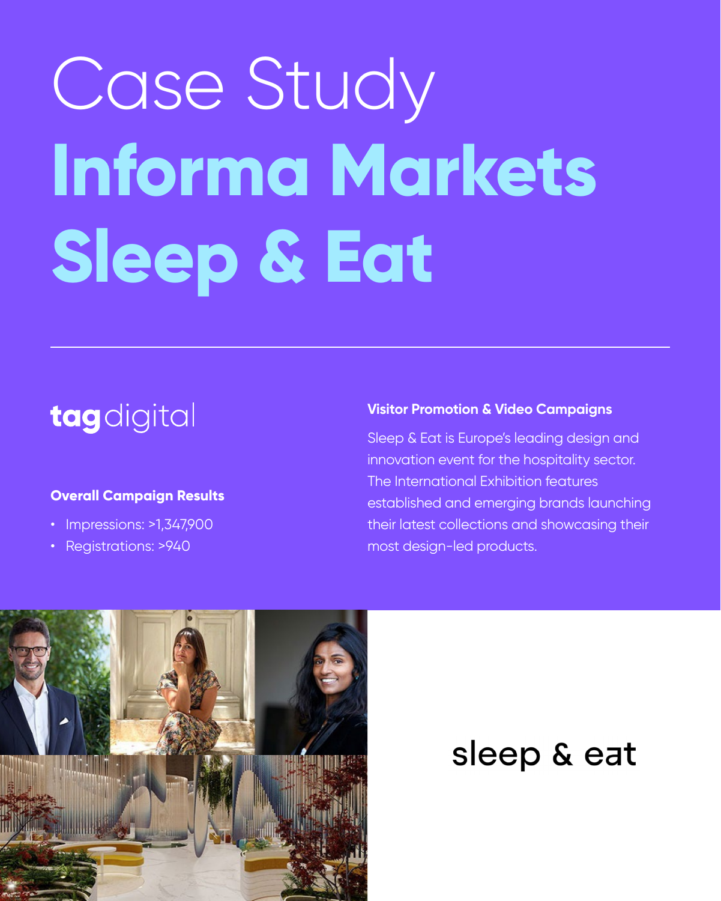# Case Study

# Informa Markets Sleep & Eat

tagdigital

**Overall Campaign Results**

- Impressions: >1,347,900
- Registrations: >940

**Visitor Promotion & Video Campaigns**

Sleep & Eat is Europe's leading design and innovation event for the hospitality sector. The International Exhibition features established and emerging brands launching their latest collections and showcasing their most design-led products.

sleep & eat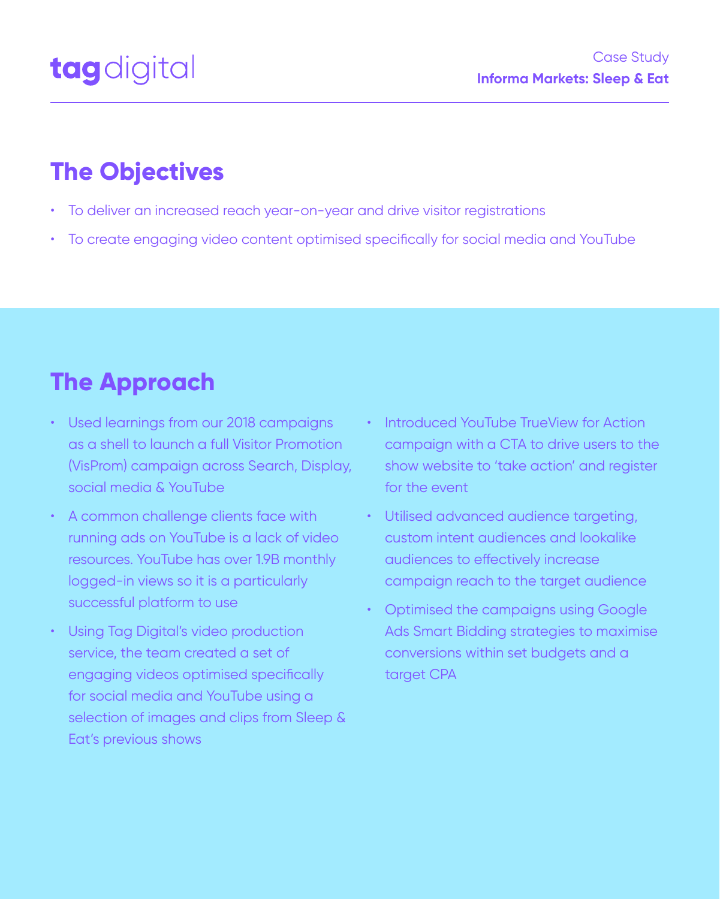## The Objectives

- To deliver an increased reach year-on-year and drive visitor registrations
- To create engaging video content optimised specifically for social media and YouTube

## The Approach

- Used learnings from our 2018 campaigns as a shell to launch a full Visitor Promotion (VisProm) campaign across Search, Display, social media & YouTube
- A common challenge clients face with running ads on YouTube is a lack of video resources. YouTube has over 1.9B monthly logged-in views so it is a particularly successful platform to use
- Using Tag Digital's video production service, the team created a set of engaging videos optimised specifically for social media and YouTube using a selection of images and clips from Sleep & Eat's previous shows
- Introduced YouTube TrueView for Action campaign with a CTA to drive users to the show website to 'take action' and register for the event
- Utilised advanced audience targeting, custom intent audiences and lookalike audiences to effectively increase campaign reach to the target audience
- Optimised the campaigns using Google Ads Smart Bidding strategies to maximise conversions within set budgets and a target CPA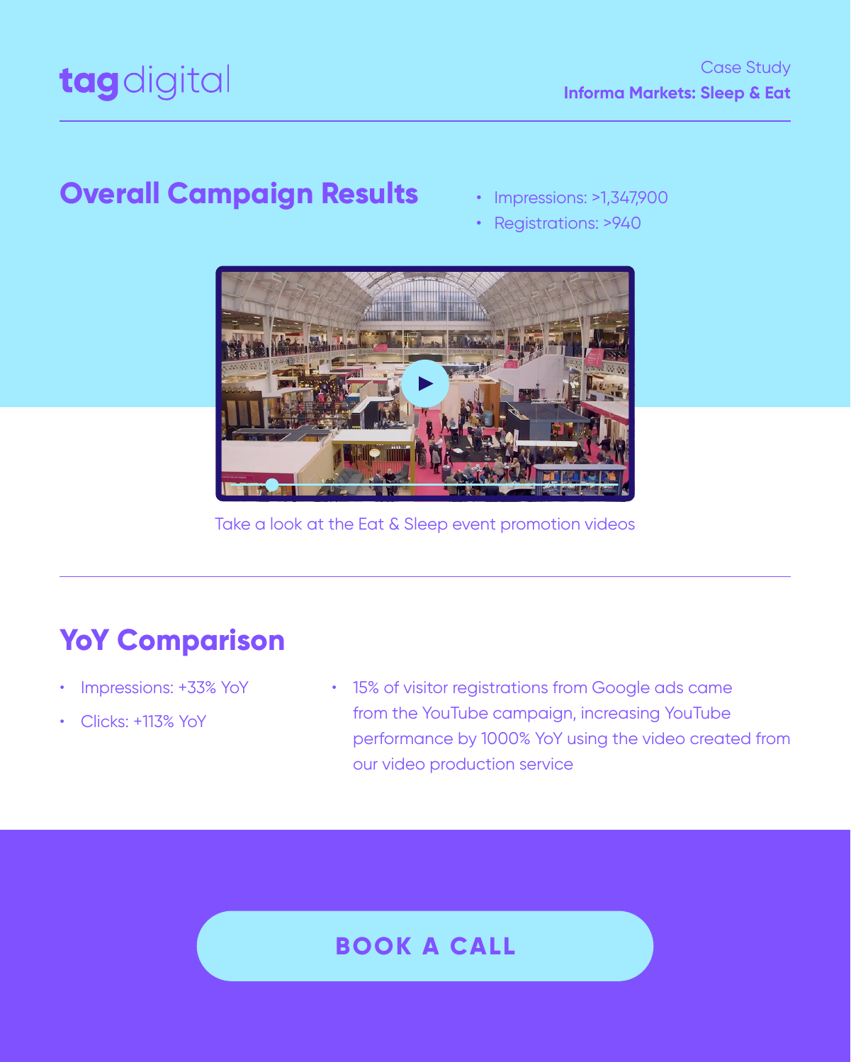tagdigital

Case Study
**Informa Markets: Sleep & Eat**

## Overall Campaign Results

- Impressions: >1,347,900
- Registrations: >940

Take a look at the Eat & Sleep event promotion videos

## YoY Comparison

- Impressions: +33% YoY
- Clicks: +113% YoY
- 15% of visitor registrations from Google ads came from the YouTube campaign, increasing YouTube performance by 1000% YoY using the video created from our video production service

BOOK A CALL